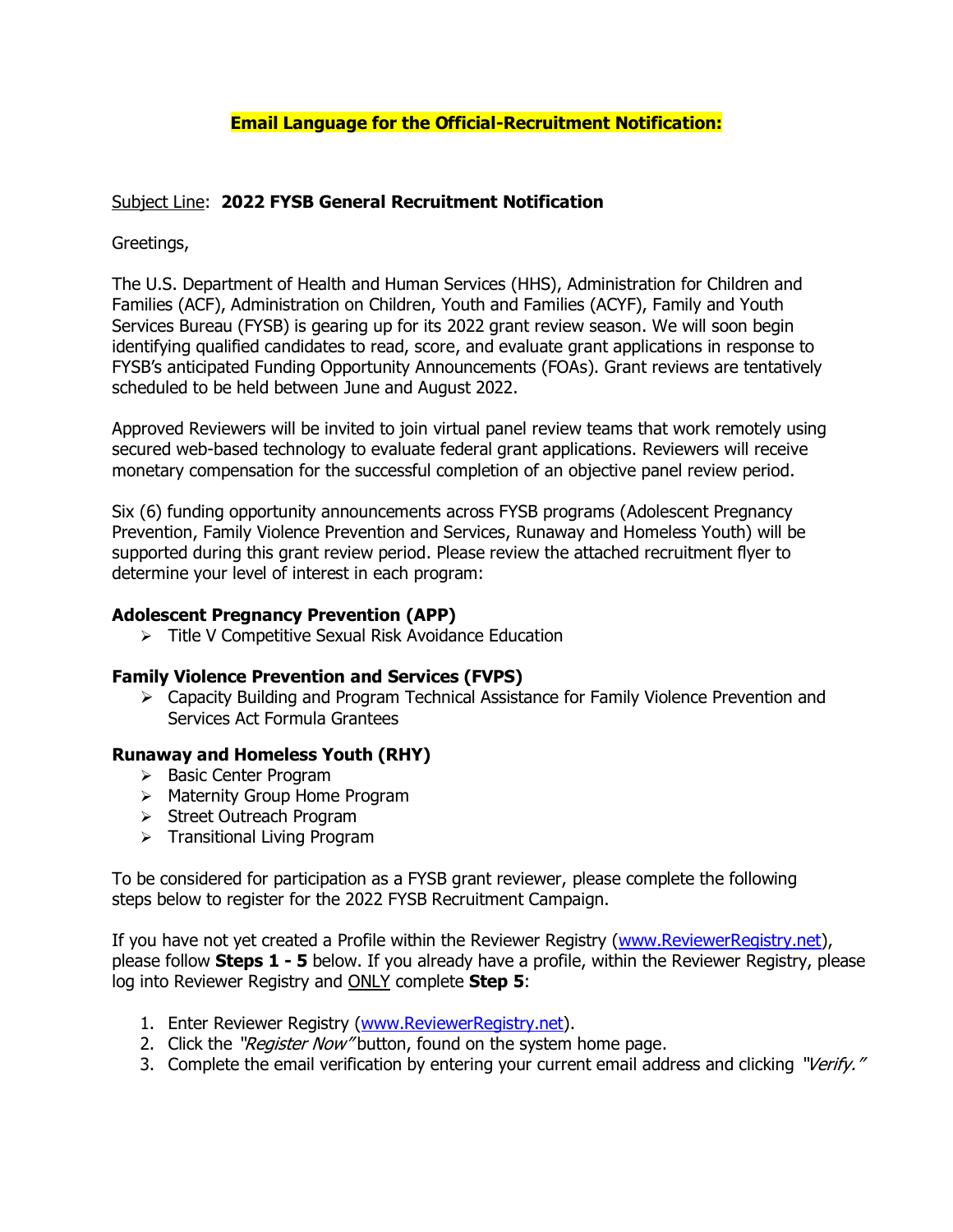**Email Language for the Official-Recruitment Notification:**

Subject Line: **2022 FYSB General Recruitment Notification**

Greetings,

The U.S. Department of Health and Human Services (HHS), Administration for Children and Families (ACF), Administration on Children, Youth and Families (ACYF), Family and Youth Services Bureau (FYSB) is gearing up for its 2022 grant review season. We will soon begin identifying qualified candidates to read, score, and evaluate grant applications in response to FYSB's anticipated Funding Opportunity Announcements (FOAs). Grant reviews are tentatively scheduled to be held between June and August 2022.

Approved Reviewers will be invited to join virtual panel review teams that work remotely using secured web-based technology to evaluate federal grant applications. Reviewers will receive monetary compensation for the successful completion of an objective panel review period.

Six (6) funding opportunity announcements across FYSB programs (Adolescent Pregnancy Prevention, Family Violence Prevention and Services, Runaway and Homeless Youth) will be supported during this grant review period. Please review the attached recruitment flyer to determine your level of interest in each program:

**Adolescent Pregnancy Prevention (APP)**

- Title V Competitive Sexual Risk Avoidance Education

**Family Violence Prevention and Services (FVPS)**

- Capacity Building and Program Technical Assistance for Family Violence Prevention and Services Act Formula Grantees

**Runaway and Homeless Youth (RHY)**

- Basic Center Program
- Maternity Group Home Program
- Street Outreach Program
- Transitional Living Program

To be considered for participation as a FYSB grant reviewer, please complete the following steps below to register for the 2022 FYSB Recruitment Campaign.

If you have not yet created a Profile within the Reviewer Registry (www.ReviewerRegistry.net), please follow **Steps 1 - 5** below. If you already have a profile, within the Reviewer Registry, please log into Reviewer Registry and ONLY complete **Step 5**:

1. Enter Reviewer Registry (www.ReviewerRegistry.net).
2. Click the *"Register Now"* button, found on the system home page.
3. Complete the email verification by entering your current email address and clicking *"Verify."*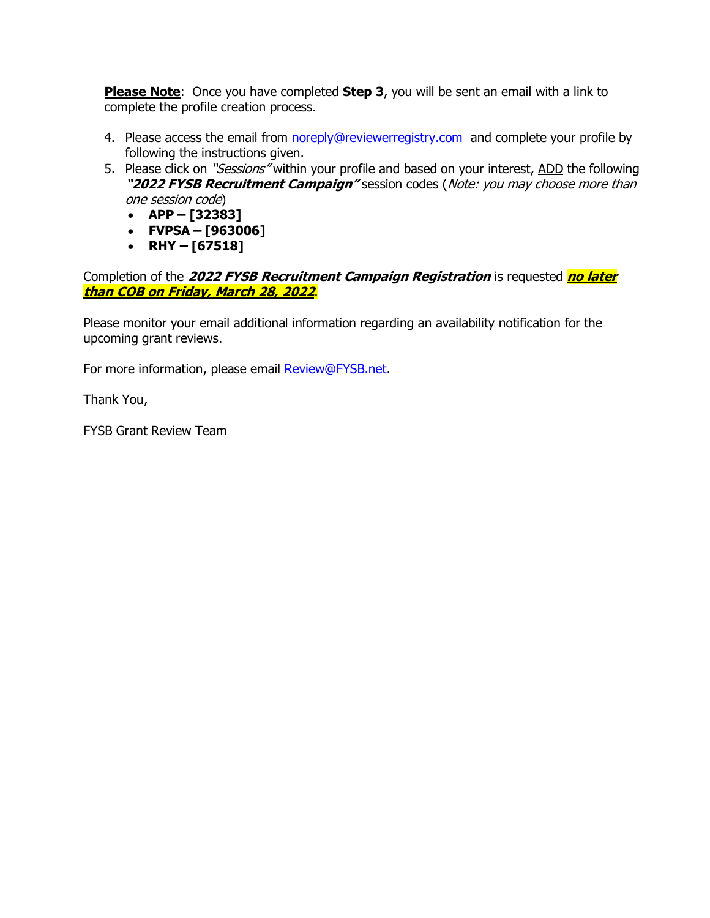**<u>Please Note</u>**: Once you have completed **Step 3**, you will be sent an email with a link to complete the profile creation process.

4. Please access the email from noreply@reviewerregistry.com and complete your profile by following the instructions given.
5. Please click on *"Sessions"* within your profile and based on your interest, <u>ADD</u> the following ***"2022 FYSB Recruitment Campaign"*** session codes (*Note: you may choose more than one session code*)
   - **APP – [32383]**
   - **FVPSA – [963006]**
   - **RHY – [67518]**

Completion of the ***2022 FYSB Recruitment Campaign Registration*** is requested ***<u>no later than COB on Friday, March 28, 2022</u>***.

Please monitor your email additional information regarding an availability notification for the upcoming grant reviews.

For more information, please email Review@FYSB.net.

Thank You,

FYSB Grant Review Team